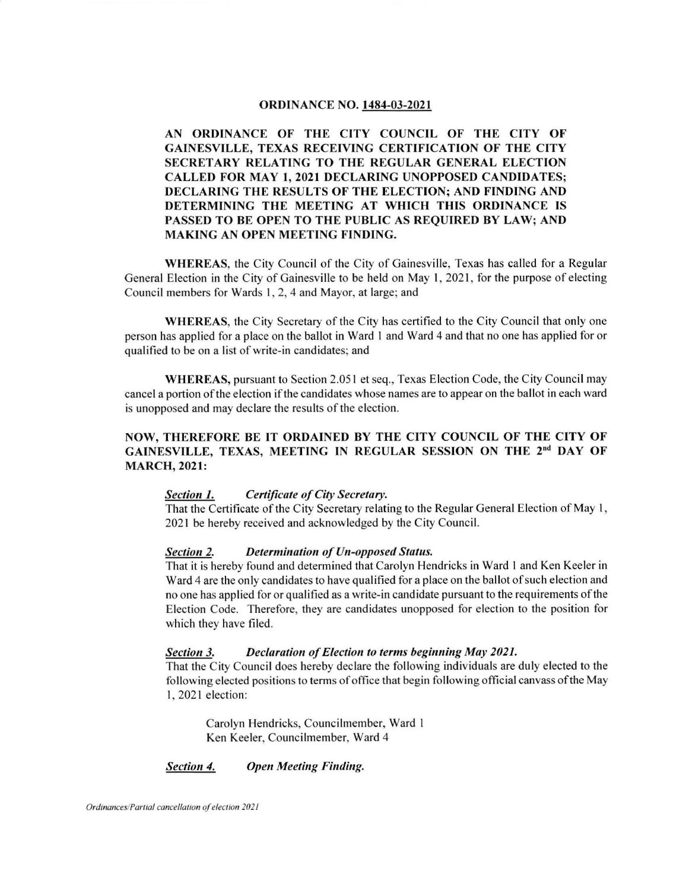# ORDINANCE NO. 1484-03-2021

**AN ORDINANCE OF THE CITY COUNCIL OF THE CITY OF GAINESVILLE, TEXAS RECEIVING CERTIFICATION OF THE CITY SECRETARY RELATING TO THE REGULAR GENERAL ELECTION CALLED FOR MAY 1, 2021 DECLARING UNOPPOSED CANDIDATES; DECLARING THE RESULTS OF THE ELECTION; AND FINDING AND DETERMINING THE MEETING AT WHICH THIS ORDINANCE IS PASSED TO BE OPEN TO THE PUBLIC AS REQUIRED BY LAW; AND MAKING AN OPEN MEETING FINDING.**

**WHEREAS**, the City Council of the City of Gainesville, Texas has called for a Regular General Election in the City of Gainesville to be held on May 1, 2021, for the purpose of electing Council members for Wards 1, 2, 4 and Mayor, at large; and

**WHEREAS**, the City Secretary of the City has certified to the City Council that only one person has applied for a place on the ballot in Ward 1 and Ward 4 and that no one has applied for or qualified to be on a list of write-in candidates; and

**WHEREAS,** pursuant to Section 2.051 et seq., Texas Election Code, the City Council may cancel a portion of the election if the candidates whose names are to appear on the ballot in each ward is unopposed and may declare the results of the election.

**NOW, THEREFORE BE IT ORDAINED BY THE CITY COUNCIL OF THE CITY OF GAINESVILLE, TEXAS, MEETING IN REGULAR SESSION ON THE 2nd DAY OF MARCH, 2021:**

***Section 1.*** ***Certificate of City Secretary.***
That the Certificate of the City Secretary relating to the Regular General Election of May 1, 2021 be hereby received and acknowledged by the City Council.

***Section 2.*** ***Determination of Un-opposed Status.***
That it is hereby found and determined that Carolyn Hendricks in Ward 1 and Ken Keeler in Ward 4 are the only candidates to have qualified for a place on the ballot of such election and no one has applied for or qualified as a write-in candidate pursuant to the requirements of the Election Code. Therefore, they are candidates unopposed for election to the position for which they have filed.

***Section 3.*** ***Declaration of Election to terms beginning May 2021.***
That the City Council does hereby declare the following individuals are duly elected to the following elected positions to terms of office that begin following official canvass of the May 1, 2021 election:

Carolyn Hendricks, Councilmember, Ward 1
Ken Keeler, Councilmember, Ward 4

***Section 4.*** ***Open Meeting Finding.***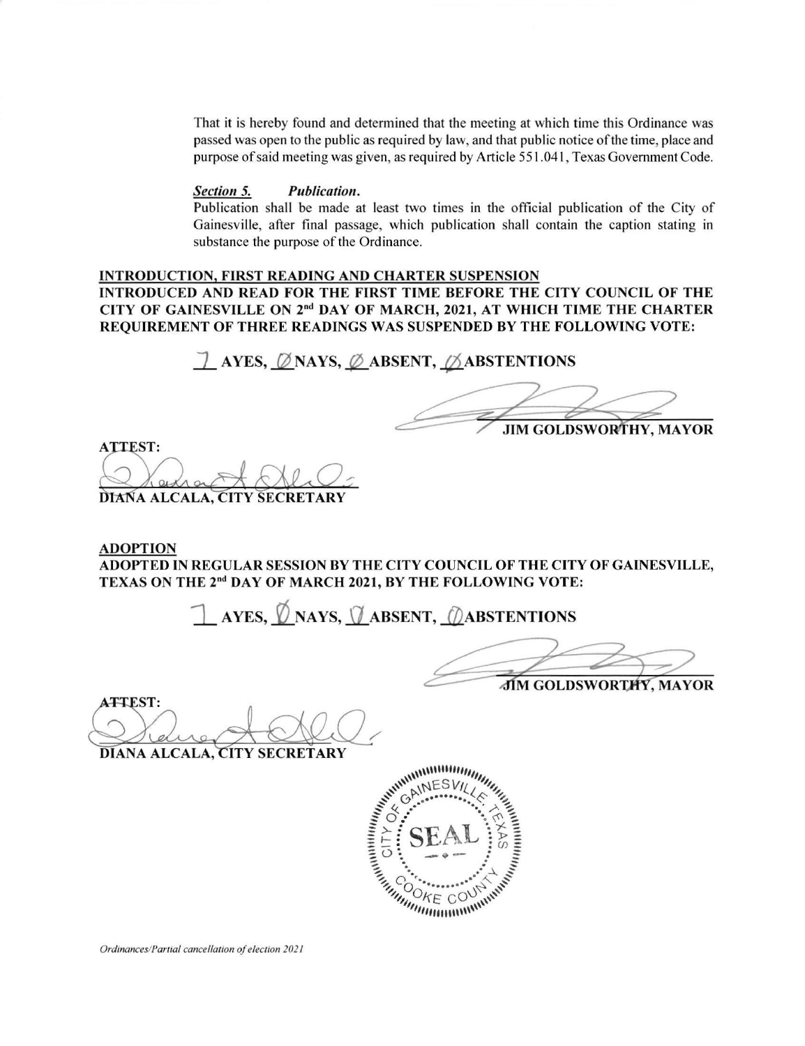That it is hereby found and determined that the meeting at which time this Ordinance was passed was open to the public as required by law, and that public notice of the time, place and purpose of said meeting was given, as required by Article 551.041, Texas Government Code.

***Section 5. Publication.***

Publication shall be made at least two times in the official publication of the City of Gainesville, after final passage, which publication shall contain the caption stating in substance the purpose of the Ordinance.

**INTRODUCTION, FIRST READING AND CHARTER SUSPENSION**

**INTRODUCED AND READ FOR THE FIRST TIME BEFORE THE CITY COUNCIL OF THE CITY OF GAINESVILLE ON 2nd DAY OF MARCH, 2021, AT WHICH TIME THE CHARTER REQUIREMENT OF THREE READINGS WAS SUSPENDED BY THE FOLLOWING VOTE:**

**7 AYES, Ø NAYS, Ø ABSENT, Ø ABSTENTIONS**

**JIM GOLDSWORTHY, MAYOR**

**ATTEST:**

**DIANA ALCALA, CITY SECRETARY**

**ADOPTION**

**ADOPTED IN REGULAR SESSION BY THE CITY COUNCIL OF THE CITY OF GAINESVILLE, TEXAS ON THE 2nd DAY OF MARCH 2021, BY THE FOLLOWING VOTE:**

**7 AYES, Ø NAYS, Ø ABSENT, Ø ABSTENTIONS**

**JIM GOLDSWORTHY, MAYOR**

**ATTEST:**

**DIANA ALCALA, CITY SECRETARY**

CITY OF GAINESVILLE, TEXAS SEAL COOKE COUNTY

*Ordinances/Partial cancellation of election 2021*